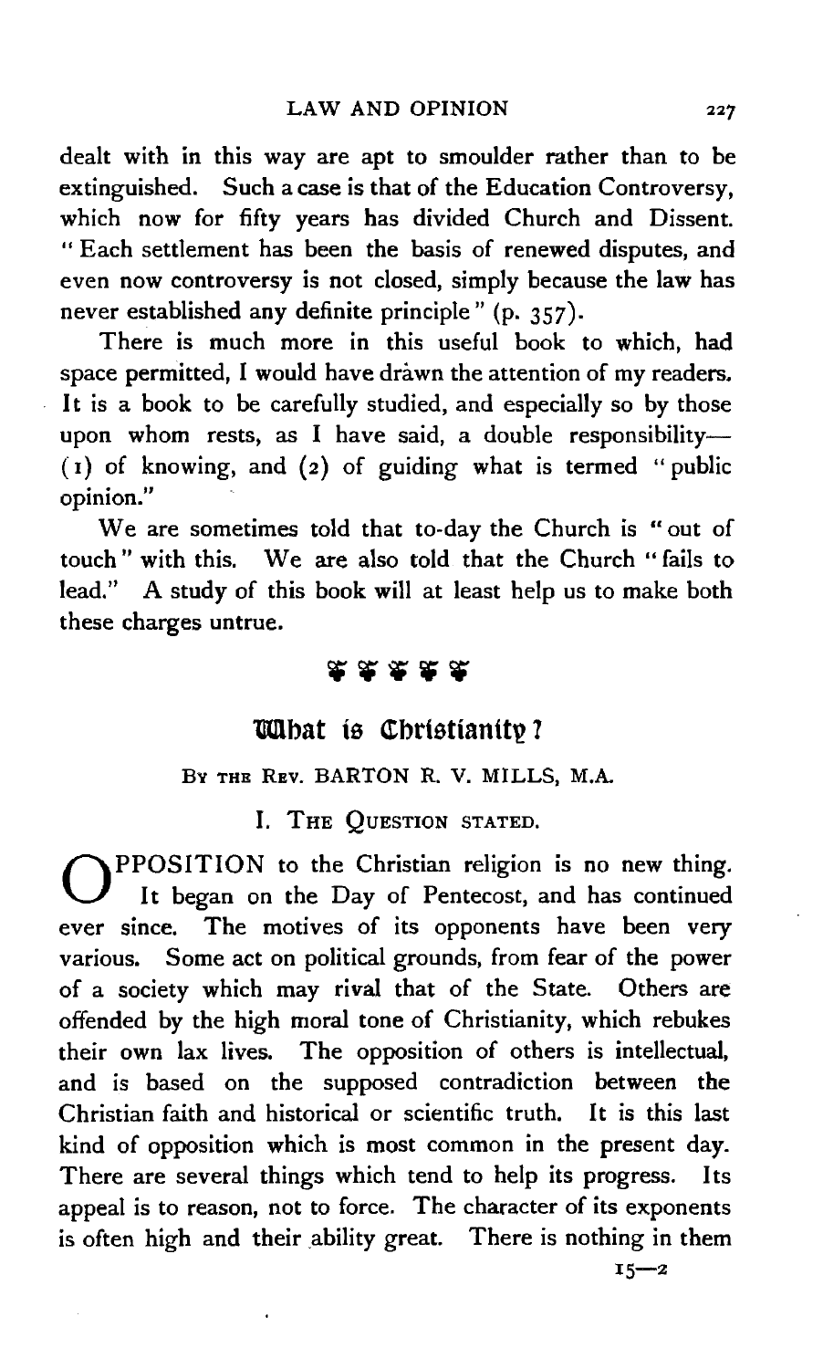dealt with in this way are apt to smoulder rather than to be extinguished. Such a case is that of the Education Controversy, which now for fifty years has divided Church and Dissent. "Each settlement has been the basis of renewed disputes, and even now controversy is not closed, simply because the law has never established any definite principle" (p. 357).

There is much more in this useful book to which, had space permitted, I would have drawn the attention of my readers. It is a book to be carefully studied, and especially so by those upon whom rests, as I have said, a double responsibility—(1) of knowing, and (2) of guiding what is termed "public opinion."

We are sometimes told that to-day the Church is "out of touch" with this. We are also told that the Church "fails to lead." A study of this book will at least help us to make both these charges untrue.

❦ ❦ ❦ ❦ ❦

## What is Christianity?

BY THE REV. BARTON R. V. MILLS, M.A.

### I. THE QUESTION STATED.

OPPOSITION to the Christian religion is no new thing. It began on the Day of Pentecost, and has continued ever since. The motives of its opponents have been very various. Some act on political grounds, from fear of the power of a society which may rival that of the State. Others are offended by the high moral tone of Christianity, which rebukes their own lax lives. The opposition of others is intellectual, and is based on the supposed contradiction between the Christian faith and historical or scientific truth. It is this last kind of opposition which is most common in the present day. There are several things which tend to help its progress. Its appeal is to reason, not to force. The character of its exponents is often high and their ability great. There is nothing in them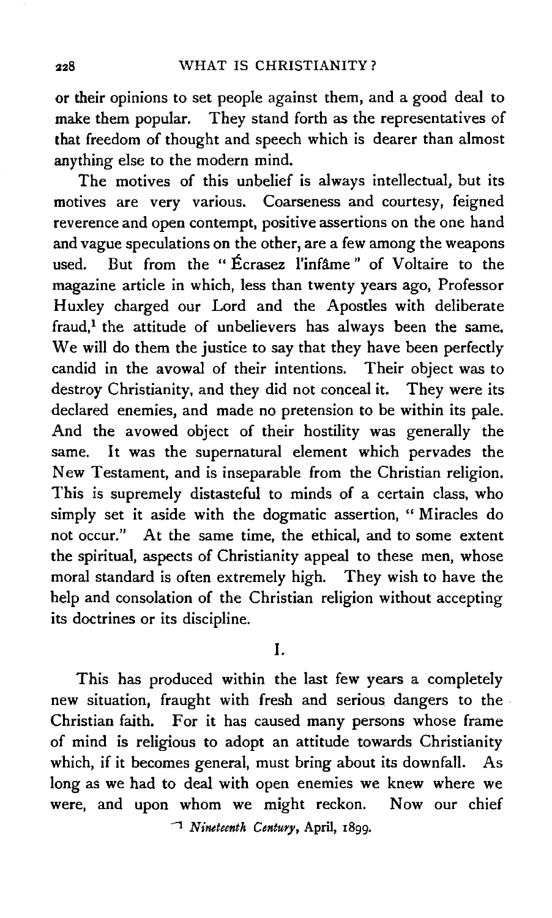or their opinions to set people against them, and a good deal to make them popular. They stand forth as the representatives of that freedom of thought and speech which is dearer than almost anything else to the modern mind.

The motives of this unbelief is always intellectual, but its motives are very various. Coarseness and courtesy, feigned reverence and open contempt, positive assertions on the one hand and vague speculations on the other, are a few among the weapons used. But from the "Écrasez l'infâme" of Voltaire to the magazine article in which, less than twenty years ago, Professor Huxley charged our Lord and the Apostles with deliberate fraud,[1] the attitude of unbelievers has always been the same. We will do them the justice to say that they have been perfectly candid in the avowal of their intentions. Their object was to destroy Christianity, and they did not conceal it. They were its declared enemies, and made no pretension to be within its pale. And the avowed object of their hostility was generally the same. It was the supernatural element which pervades the New Testament, and is inseparable from the Christian religion. This is supremely distasteful to minds of a certain class, who simply set it aside with the dogmatic assertion, "Miracles do not occur." At the same time, the ethical, and to some extent the spiritual, aspects of Christianity appeal to these men, whose moral standard is often extremely high. They wish to have the help and consolation of the Christian religion without accepting its doctrines or its discipline.

## I.

This has produced within the last few years a completely new situation, fraught with fresh and serious dangers to the Christian faith. For it has caused many persons whose frame of mind is religious to adopt an attitude towards Christianity which, if it becomes general, must bring about its downfall. As long as we had to deal with open enemies we knew where we were, and upon whom we might reckon. Now our chief

[1] *Nineteenth Century*, April, 1899.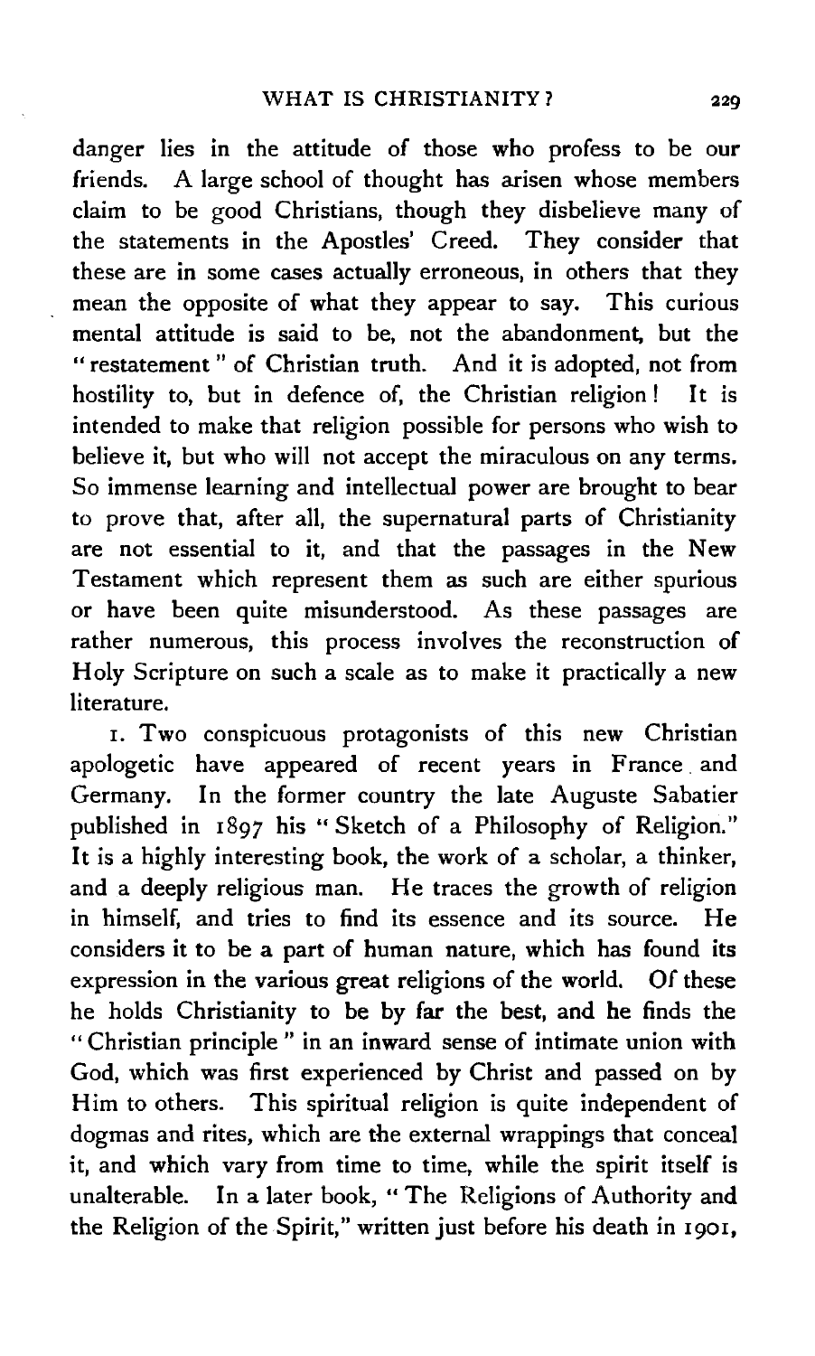danger lies in the attitude of those who profess to be our friends. A large school of thought has arisen whose members claim to be good Christians, though they disbelieve many of the statements in the Apostles' Creed. They consider that these are in some cases actually erroneous, in others that they mean the opposite of what they appear to say. This curious mental attitude is said to be, not the abandonment, but the "restatement" of Christian truth. And it is adopted, not from hostility to, but in defence of, the Christian religion! It is intended to make that religion possible for persons who wish to believe it, but who will not accept the miraculous on any terms. So immense learning and intellectual power are brought to bear to prove that, after all, the supernatural parts of Christianity are not essential to it, and that the passages in the New Testament which represent them as such are either spurious or have been quite misunderstood. As these passages are rather numerous, this process involves the reconstruction of Holy Scripture on such a scale as to make it practically a new literature.

1. Two conspicuous protagonists of this new Christian apologetic have appeared of recent years in France and Germany. In the former country the late Auguste Sabatier published in 1897 his "Sketch of a Philosophy of Religion." It is a highly interesting book, the work of a scholar, a thinker, and a deeply religious man. He traces the growth of religion in himself, and tries to find its essence and its source. He considers it to be a part of human nature, which has found its expression in the various great religions of the world. Of these he holds Christianity to be by far the best, and he finds the "Christian principle" in an inward sense of intimate union with God, which was first experienced by Christ and passed on by Him to others. This spiritual religion is quite independent of dogmas and rites, which are the external wrappings that conceal it, and which vary from time to time, while the spirit itself is unalterable. In a later book, "The Religions of Authority and the Religion of the Spirit," written just before his death in 1901,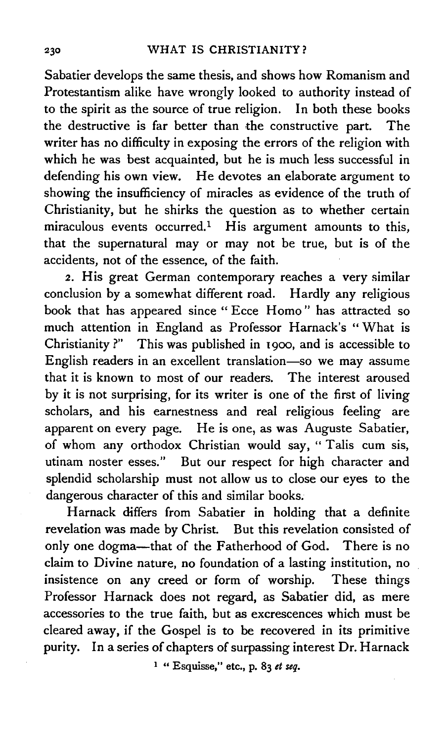Sabatier develops the same thesis, and shows how Romanism and Protestantism alike have wrongly looked to authority instead of to the spirit as the source of true religion. In both these books the destructive is far better than the constructive part. The writer has no difficulty in exposing the errors of the religion with which he was best acquainted, but he is much less successful in defending his own view. He devotes an elaborate argument to showing the insufficiency of miracles as evidence of the truth of Christianity, but he shirks the question as to whether certain miraculous events occurred.[1] His argument amounts to this, that the supernatural may or may not be true, but is of the accidents, not of the essence, of the faith.

2. His great German contemporary reaches a very similar conclusion by a somewhat different road. Hardly any religious book that has appeared since "Ecce Homo" has attracted so much attention in England as Professor Harnack's "What is Christianity?" This was published in 1900, and is accessible to English readers in an excellent translation—so we may assume that it is known to most of our readers. The interest aroused by it is not surprising, for its writer is one of the first of living scholars, and his earnestness and real religious feeling are apparent on every page. He is one, as was Auguste Sabatier, of whom any orthodox Christian would say, "Talis cum sis, utinam noster esses." But our respect for high character and splendid scholarship must not allow us to close our eyes to the dangerous character of this and similar books.

Harnack differs from Sabatier in holding that a definite revelation was made by Christ. But this revelation consisted of only one dogma—that of the Fatherhood of God. There is no claim to Divine nature, no foundation of a lasting institution, no insistence on any creed or form of worship. These things Professor Harnack does not regard, as Sabatier did, as mere accessories to the true faith, but as excrescences which must be cleared away, if the Gospel is to be recovered in its primitive purity. In a series of chapters of surpassing interest Dr. Harnack

[1] "Esquisse," etc., p. 83 *et seq.*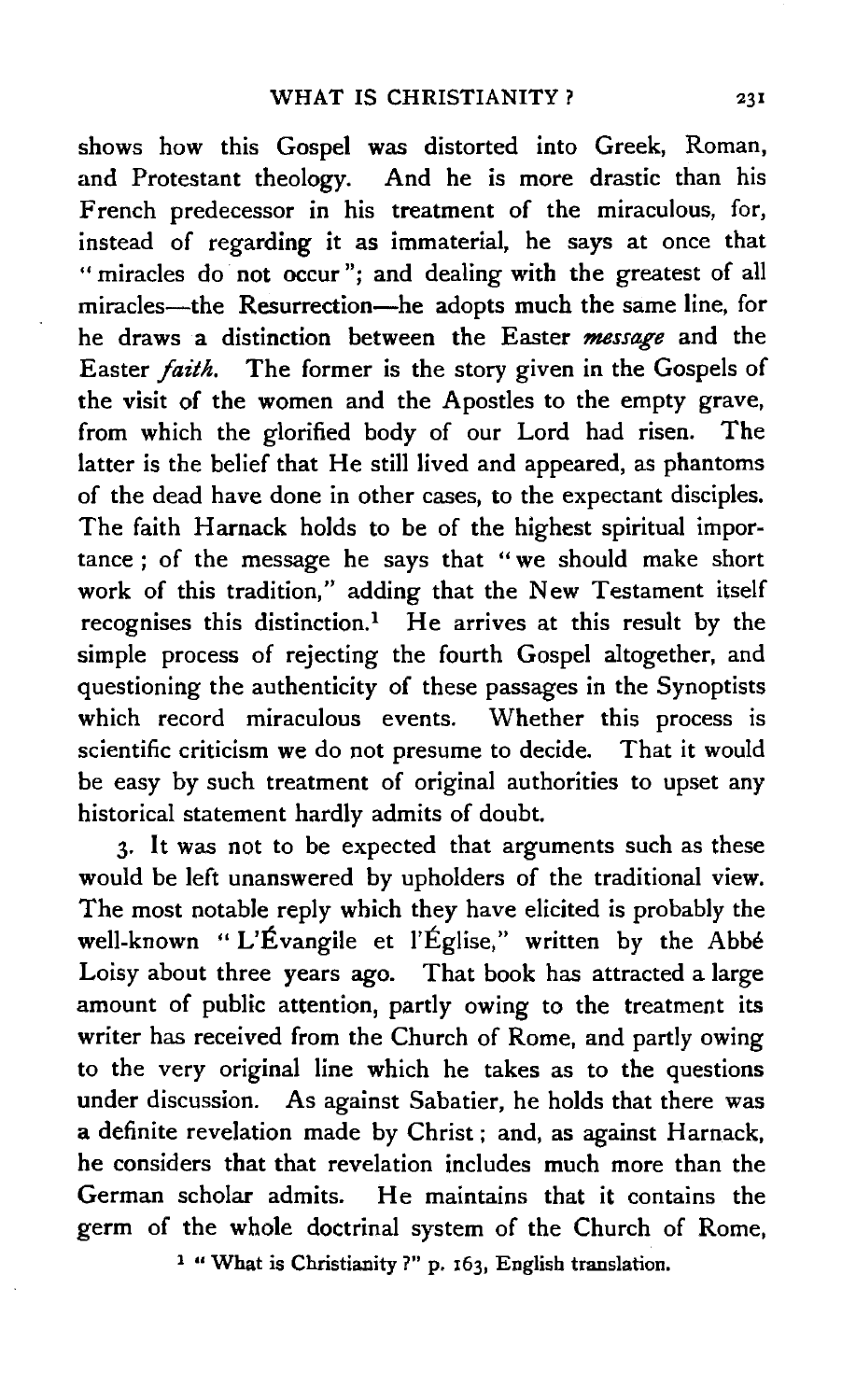shows how this Gospel was distorted into Greek, Roman, and Protestant theology. And he is more drastic than his French predecessor in his treatment of the miraculous, for, instead of regarding it as immaterial, he says at once that "miracles do not occur"; and dealing with the greatest of all miracles—the Resurrection—he adopts much the same line, for he draws a distinction between the Easter *message* and the Easter *faith*. The former is the story given in the Gospels of the visit of the women and the Apostles to the empty grave, from which the glorified body of our Lord had risen. The latter is the belief that He still lived and appeared, as phantoms of the dead have done in other cases, to the expectant disciples. The faith Harnack holds to be of the highest spiritual importance; of the message he says that "we should make short work of this tradition," adding that the New Testament itself recognises this distinction.[1] He arrives at this result by the simple process of rejecting the fourth Gospel altogether, and questioning the authenticity of these passages in the Synoptists which record miraculous events. Whether this process is scientific criticism we do not presume to decide. That it would be easy by such treatment of original authorities to upset any historical statement hardly admits of doubt.

3. It was not to be expected that arguments such as these would be left unanswered by upholders of the traditional view. The most notable reply which they have elicited is probably the well-known "L'Évangile et l'Église," written by the Abbé Loisy about three years ago. That book has attracted a large amount of public attention, partly owing to the treatment its writer has received from the Church of Rome, and partly owing to the very original line which he takes as to the questions under discussion. As against Sabatier, he holds that there was a definite revelation made by Christ; and, as against Harnack, he considers that that revelation includes much more than the German scholar admits. He maintains that it contains the germ of the whole doctrinal system of the Church of Rome,

[1] "What is Christianity?" p. 163, English translation.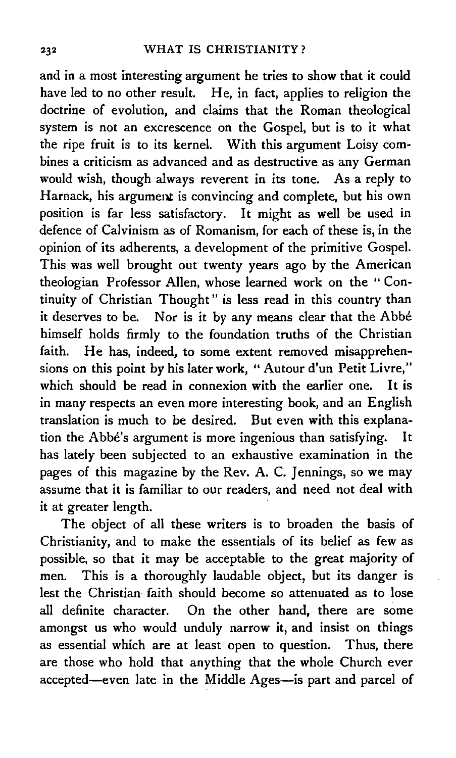and in a most interesting argument he tries to show that it could have led to no other result. He, in fact, applies to religion the doctrine of evolution, and claims that the Roman theological system is not an excrescence on the Gospel, but is to it what the ripe fruit is to its kernel. With this argument Loisy combines a criticism as advanced and as destructive as any German would wish, though always reverent in its tone. As a reply to Harnack, his argument is convincing and complete, but his own position is far less satisfactory. It might as well be used in defence of Calvinism as of Romanism, for each of these is, in the opinion of its adherents, a development of the primitive Gospel. This was well brought out twenty years ago by the American theologian Professor Allen, whose learned work on the "Continuity of Christian Thought" is less read in this country than it deserves to be. Nor is it by any means clear that the Abbé himself holds firmly to the foundation truths of the Christian faith. He has, indeed, to some extent removed misapprehensions on this point by his later work, "Autour d'un Petit Livre," which should be read in connexion with the earlier one. It is in many respects an even more interesting book, and an English translation is much to be desired. But even with this explanation the Abbé's argument is more ingenious than satisfying. It has lately been subjected to an exhaustive examination in the pages of this magazine by the Rev. A. C. Jennings, so we may assume that it is familiar to our readers, and need not deal with it at greater length.

The object of all these writers is to broaden the basis of Christianity, and to make the essentials of its belief as few as possible, so that it may be acceptable to the great majority of men. This is a thoroughly laudable object, but its danger is lest the Christian faith should become so attenuated as to lose all definite character. On the other hand, there are some amongst us who would unduly narrow it, and insist on things as essential which are at least open to question. Thus, there are those who hold that anything that the whole Church ever accepted—even late in the Middle Ages—is part and parcel of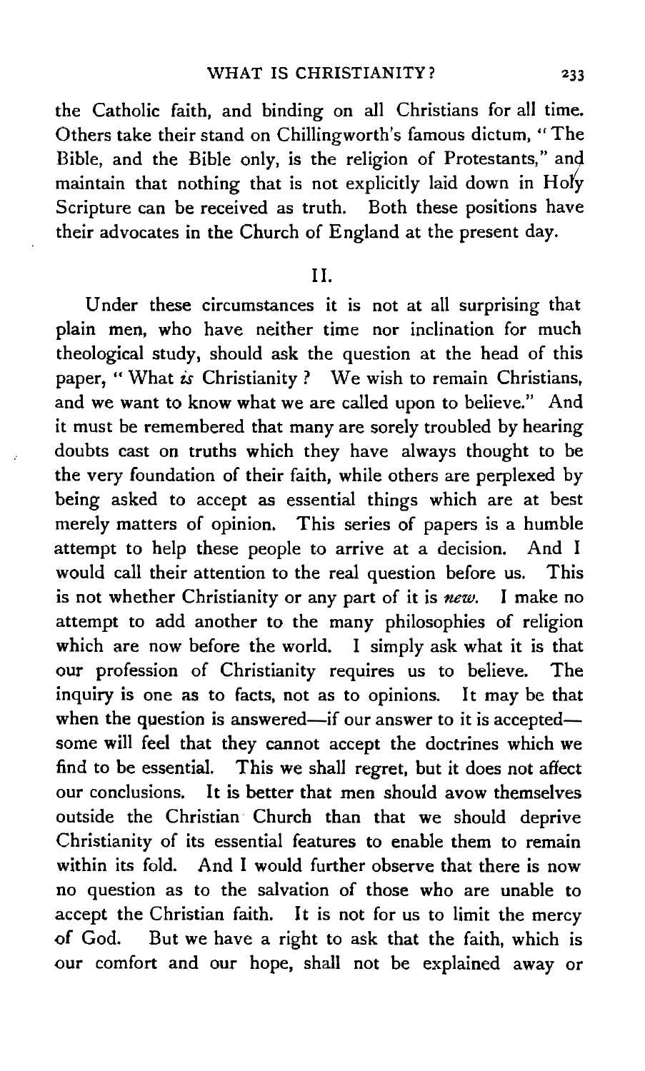the Catholic faith, and binding on all Christians for all time. Others take their stand on Chillingworth's famous dictum, "The Bible, and the Bible only, is the religion of Protestants," and maintain that nothing that is not explicitly laid down in Holy Scripture can be received as truth. Both these positions have their advocates in the Church of England at the present day.

## II.

Under these circumstances it is not at all surprising that plain men, who have neither time nor inclination for much theological study, should ask the question at the head of this paper, "What *is* Christianity? We wish to remain Christians, and we want to know what we are called upon to believe." And it must be remembered that many are sorely troubled by hearing doubts cast on truths which they have always thought to be the very foundation of their faith, while others are perplexed by being asked to accept as essential things which are at best merely matters of opinion. This series of papers is a humble attempt to help these people to arrive at a decision. And I would call their attention to the real question before us. This is not whether Christianity or any part of it is *new*. I make no attempt to add another to the many philosophies of religion which are now before the world. I simply ask what it is that our profession of Christianity requires us to believe. The inquiry is one as to facts, not as to opinions. It may be that when the question is answered—if our answer to it is accepted—some will feel that they cannot accept the doctrines which we find to be essential. This we shall regret, but it does not affect our conclusions. It is better that men should avow themselves outside the Christian Church than that we should deprive Christianity of its essential features to enable them to remain within its fold. And I would further observe that there is now no question as to the salvation of those who are unable to accept the Christian faith. It is not for us to limit the mercy of God. But we have a right to ask that the faith, which is our comfort and our hope, shall not be explained away or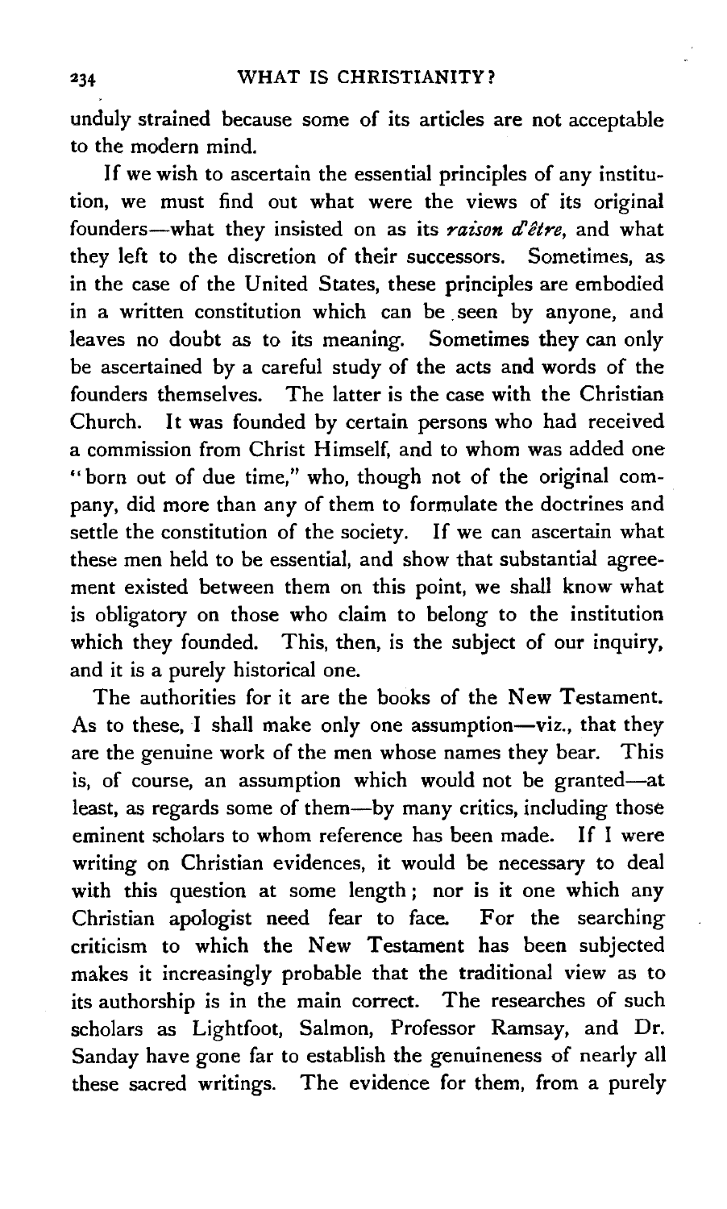unduly strained because some of its articles are not acceptable to the modern mind.

If we wish to ascertain the essential principles of any institution, we must find out what were the views of its original founders—what they insisted on as its *raison d'être*, and what they left to the discretion of their successors. Sometimes, as in the case of the United States, these principles are embodied in a written constitution which can be seen by anyone, and leaves no doubt as to its meaning. Sometimes they can only be ascertained by a careful study of the acts and words of the founders themselves. The latter is the case with the Christian Church. It was founded by certain persons who had received a commission from Christ Himself, and to whom was added one "born out of due time," who, though not of the original company, did more than any of them to formulate the doctrines and settle the constitution of the society. If we can ascertain what these men held to be essential, and show that substantial agreement existed between them on this point, we shall know what is obligatory on those who claim to belong to the institution which they founded. This, then, is the subject of our inquiry, and it is a purely historical one.

The authorities for it are the books of the New Testament. As to these, I shall make only one assumption—viz., that they are the genuine work of the men whose names they bear. This is, of course, an assumption which would not be granted—at least, as regards some of them—by many critics, including those eminent scholars to whom reference has been made. If I were writing on Christian evidences, it would be necessary to deal with this question at some length; nor is it one which any Christian apologist need fear to face. For the searching criticism to which the New Testament has been subjected makes it increasingly probable that the traditional view as to its authorship is in the main correct. The researches of such scholars as Lightfoot, Salmon, Professor Ramsay, and Dr. Sanday have gone far to establish the genuineness of nearly all these sacred writings. The evidence for them, from a purely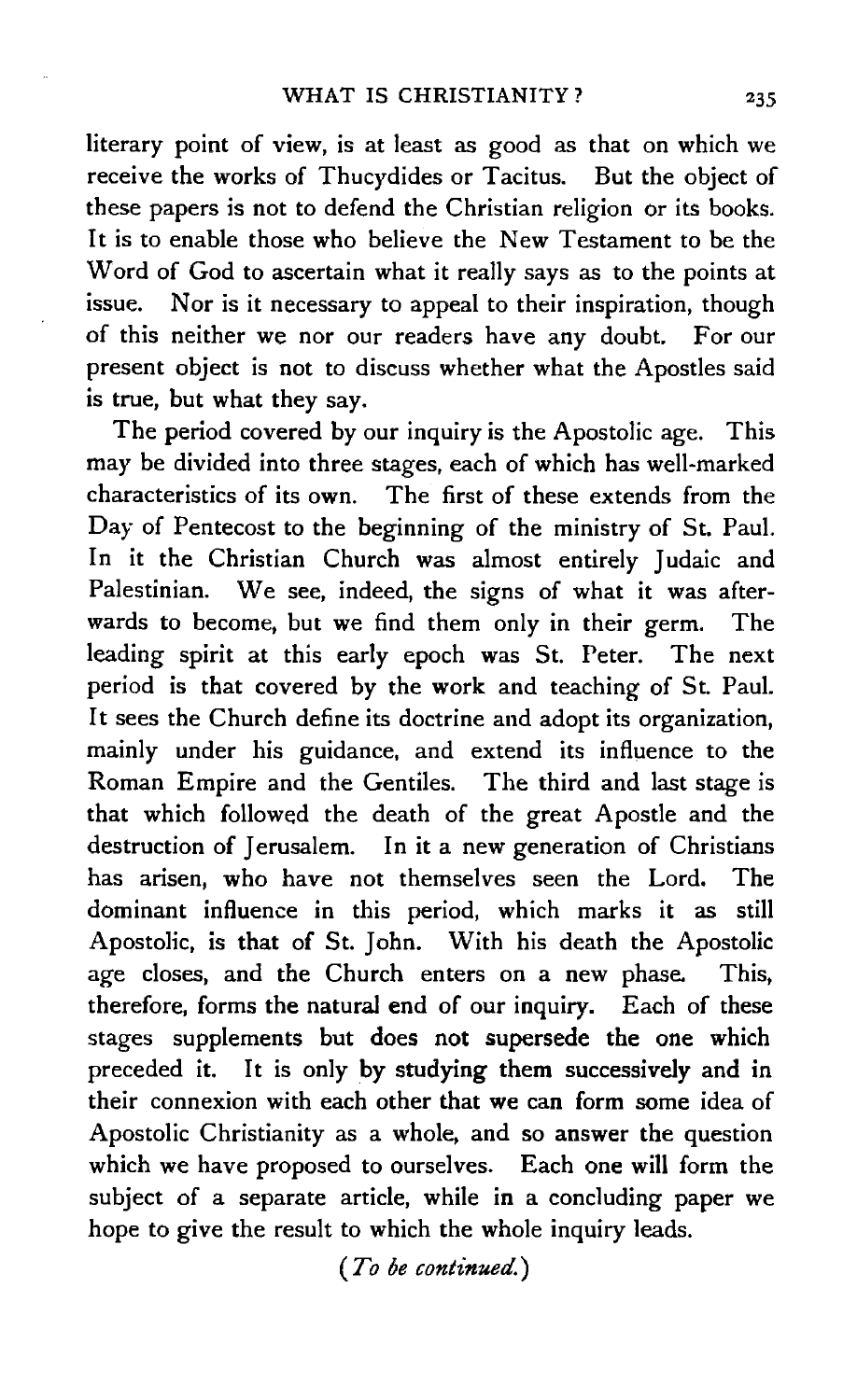literary point of view, is at least as good as that on which we receive the works of Thucydides or Tacitus. But the object of these papers is not to defend the Christian religion or its books. It is to enable those who believe the New Testament to be the Word of God to ascertain what it really says as to the points at issue. Nor is it necessary to appeal to their inspiration, though of this neither we nor our readers have any doubt. For our present object is not to discuss whether what the Apostles said is true, but what they say.

The period covered by our inquiry is the Apostolic age. This may be divided into three stages, each of which has well-marked characteristics of its own. The first of these extends from the Day of Pentecost to the beginning of the ministry of St. Paul. In it the Christian Church was almost entirely Judaic and Palestinian. We see, indeed, the signs of what it was afterwards to become, but we find them only in their germ. The leading spirit at this early epoch was St. Peter. The next period is that covered by the work and teaching of St. Paul. It sees the Church define its doctrine and adopt its organization, mainly under his guidance, and extend its influence to the Roman Empire and the Gentiles. The third and last stage is that which followed the death of the great Apostle and the destruction of Jerusalem. In it a new generation of Christians has arisen, who have not themselves seen the Lord. The dominant influence in this period, which marks it as still Apostolic, is that of St. John. With his death the Apostolic age closes, and the Church enters on a new phase. This, therefore, forms the natural end of our inquiry. Each of these stages supplements but does not supersede the one which preceded it. It is only by studying them successively and in their connexion with each other that we can form some idea of Apostolic Christianity as a whole, and so answer the question which we have proposed to ourselves. Each one will form the subject of a separate article, while in a concluding paper we hope to give the result to which the whole inquiry leads.

*(To be continued.)*